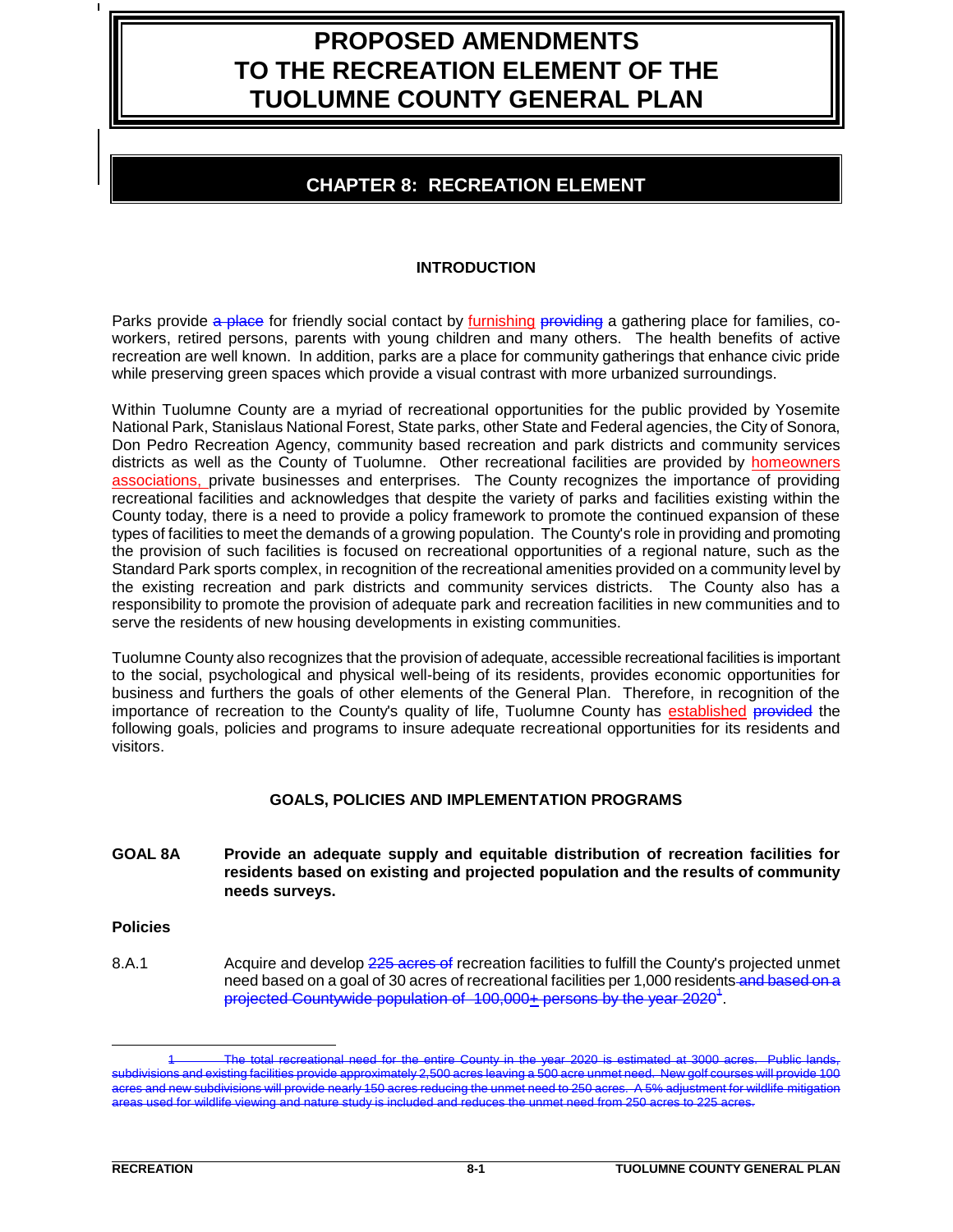# PROPOSED AMENDMENTS TO THE RECREATION ELEMENT OF THE TUOLUMNE COUNTY GENERAL PLAN

## CHAPTER 8: RECREATION ELEMENT

### INTRODUCTION

Parks provide ~~a place~~ for friendly social contact by <u>furnishing</u> ~~providing~~ a gathering place for families, co-workers, retired persons, parents with young children and many others. The health benefits of active recreation are well known. In addition, parks are a place for community gatherings that enhance civic pride while preserving green spaces which provide a visual contrast with more urbanized surroundings.

Within Tuolumne County are a myriad of recreational opportunities for the public provided by Yosemite National Park, Stanislaus National Forest, State parks, other State and Federal agencies, the City of Sonora, Don Pedro Recreation Agency, community based recreation and park districts and community services districts as well as the County of Tuolumne. Other recreational facilities are provided by <u>homeowners associations,</u> private businesses and enterprises. The County recognizes the importance of providing recreational facilities and acknowledges that despite the variety of parks and facilities existing within the County today, there is a need to provide a policy framework to promote the continued expansion of these types of facilities to meet the demands of a growing population. The County's role in providing and promoting the provision of such facilities is focused on recreational opportunities of a regional nature, such as the Standard Park sports complex, in recognition of the recreational amenities provided on a community level by the existing recreation and park districts and community services districts. The County also has a responsibility to promote the provision of adequate park and recreation facilities in new communities and to serve the residents of new housing developments in existing communities.

Tuolumne County also recognizes that the provision of adequate, accessible recreational facilities is important to the social, psychological and physical well-being of its residents, provides economic opportunities for business and furthers the goals of other elements of the General Plan. Therefore, in recognition of the importance of recreation to the County's quality of life, Tuolumne County has <u>established</u> ~~provided~~ the following goals, policies and programs to insure adequate recreational opportunities for its residents and visitors.

### GOALS, POLICIES AND IMPLEMENTATION PROGRAMS

**GOAL 8A** **Provide an adequate supply and equitable distribution of recreation facilities for residents based on existing and projected population and the results of community needs surveys.**

**Policies**

8.A.1 Acquire and develop ~~225 acres of~~ recreation facilities to fulfill the County's projected unmet need based on a goal of 30 acres of recreational facilities per 1,000 residents ~~and based on a projected Countywide population of 100,000± persons by the year 2020[1]~~.

---

~~1 The total recreational need for the entire County in the year 2020 is estimated at 3000 acres. Public lands, subdivisions and existing facilities provide approximately 2,500 acres leaving a 500 acre unmet need. New golf courses will provide 100 acres and new subdivisions will provide nearly 150 acres reducing the unmet need to 250 acres. A 5% adjustment for wildlife mitigation areas used for wildlife viewing and nature study is included and reduces the unmet need from 250 acres to 225 acres.~~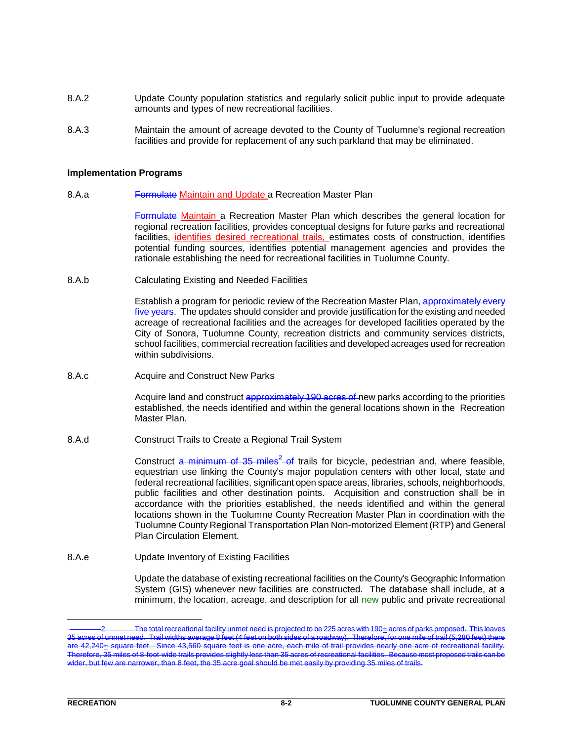8.A.2 Update County population statistics and regularly solicit public input to provide adequate amounts and types of new recreational facilities.

8.A.3 Maintain the amount of acreage devoted to the County of Tuolumne's regional recreation facilities and provide for replacement of any such parkland that may be eliminated.

**Implementation Programs**

8.A.a ~~Formulate~~ Maintain and Update a Recreation Master Plan

~~Formulate~~ Maintain a Recreation Master Plan which describes the general location for regional recreation facilities, provides conceptual designs for future parks and recreational facilities, identifies desired recreational trails, estimates costs of construction, identifies potential funding sources, identifies potential management agencies and provides the rationale establishing the need for recreational facilities in Tuolumne County.

8.A.b Calculating Existing and Needed Facilities

Establish a program for periodic review of the Recreation Master Plan~~, approximately every five years~~. The updates should consider and provide justification for the existing and needed acreage of recreational facilities and the acreages for developed facilities operated by the City of Sonora, Tuolumne County, recreation districts and community services districts, school facilities, commercial recreation facilities and developed acreages used for recreation within subdivisions.

8.A.c Acquire and Construct New Parks

Acquire land and construct ~~approximately 190 acres of~~ new parks according to the priorities established, the needs identified and within the general locations shown in the Recreation Master Plan.

8.A.d Construct Trails to Create a Regional Trail System

Construct ~~a minimum of 35 miles[2] of~~ trails for bicycle, pedestrian and, where feasible, equestrian use linking the County's major population centers with other local, state and federal recreational facilities, significant open space areas, libraries, schools, neighborhoods, public facilities and other destination points. Acquisition and construction shall be in accordance with the priorities established, the needs identified and within the general locations shown in the Tuolumne County Recreation Master Plan in coordination with the Tuolumne County Regional Transportation Plan Non-motorized Element (RTP) and General Plan Circulation Element.

8.A.e Update Inventory of Existing Facilities

Update the database of existing recreational facilities on the County's Geographic Information System (GIS) whenever new facilities are constructed. The database shall include, at a minimum, the location, acreage, and description for all ~~new~~ public and private recreational

---

~~[2] The total recreational facility unmet need is projected to be 225 acres with 190± acres of parks proposed. This leaves 35 acres of unmet need. Trail widths average 8 feet (4 feet on both sides of a roadway). Therefore, for one mile of trail (5,280 feet) there are 42,240± square feet. Since 43,560 square feet is one acre, each mile of trail provides nearly one acre of recreational facility. Therefore, 35 miles of 8-foot-wide trails provides slightly less than 35 acres of recreational facilities. Because most proposed trails can be wider, but few are narrower, than 8 feet, the 35 acre goal should be met easily by providing 35 miles of trails.~~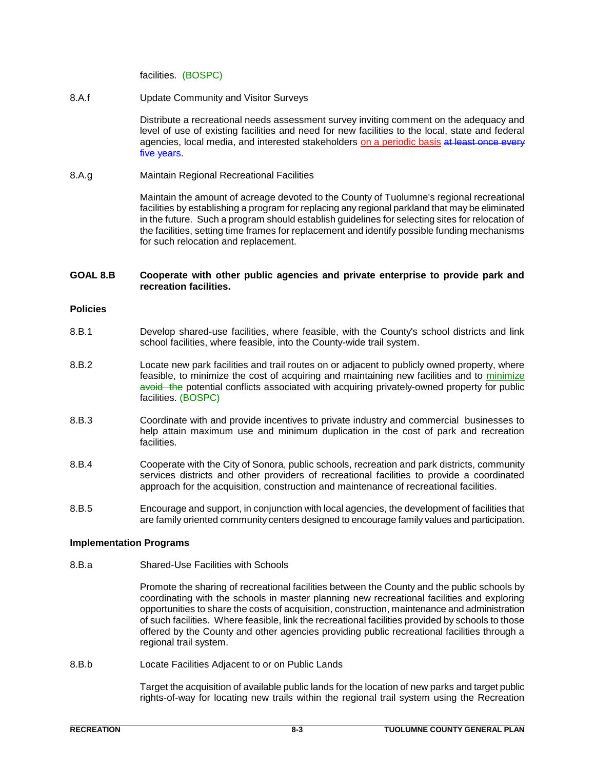facilities. (BOSPC)

8.A.f Update Community and Visitor Surveys

Distribute a recreational needs assessment survey inviting comment on the adequacy and level of use of existing facilities and need for new facilities to the local, state and federal agencies, local media, and interested stakeholders on a periodic basis ~~at least once every five years~~.

8.A.g Maintain Regional Recreational Facilities

Maintain the amount of acreage devoted to the County of Tuolumne's regional recreational facilities by establishing a program for replacing any regional parkland that may be eliminated in the future. Such a program should establish guidelines for selecting sites for relocation of the facilities, setting time frames for replacement and identify possible funding mechanisms for such relocation and replacement.

**GOAL 8.B Cooperate with other public agencies and private enterprise to provide park and recreation facilities.**

**Policies**

8.B.1 Develop shared-use facilities, where feasible, with the County's school districts and link school facilities, where feasible, into the County-wide trail system.

8.B.2 Locate new park facilities and trail routes on or adjacent to publicly owned property, where feasible, to minimize the cost of acquiring and maintaining new facilities and to minimize ~~avoid the~~ potential conflicts associated with acquiring privately-owned property for public facilities. (BOSPC)

8.B.3 Coordinate with and provide incentives to private industry and commercial businesses to help attain maximum use and minimum duplication in the cost of park and recreation facilities.

8.B.4 Cooperate with the City of Sonora, public schools, recreation and park districts, community services districts and other providers of recreational facilities to provide a coordinated approach for the acquisition, construction and maintenance of recreational facilities.

8.B.5 Encourage and support, in conjunction with local agencies, the development of facilities that are family oriented community centers designed to encourage family values and participation.

**Implementation Programs**

8.B.a Shared-Use Facilities with Schools

Promote the sharing of recreational facilities between the County and the public schools by coordinating with the schools in master planning new recreational facilities and exploring opportunities to share the costs of acquisition, construction, maintenance and administration of such facilities. Where feasible, link the recreational facilities provided by schools to those offered by the County and other agencies providing public recreational facilities through a regional trail system.

8.B.b Locate Facilities Adjacent to or on Public Lands

Target the acquisition of available public lands for the location of new parks and target public rights-of-way for locating new trails within the regional trail system using the Recreation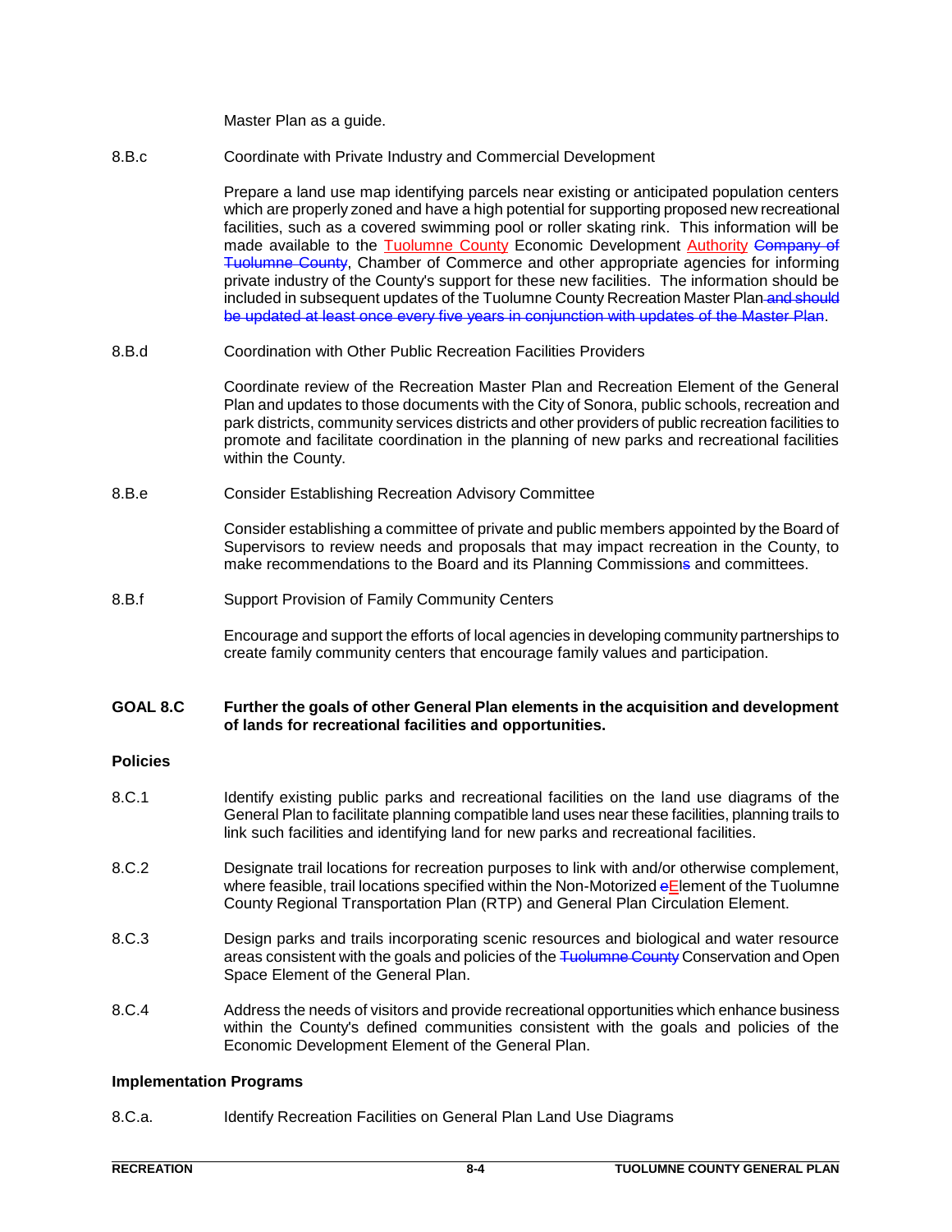Master Plan as a guide.

8.B.c Coordinate with Private Industry and Commercial Development

Prepare a land use map identifying parcels near existing or anticipated population centers which are properly zoned and have a high potential for supporting proposed new recreational facilities, such as a covered swimming pool or roller skating rink. This information will be made available to the Tuolumne County Economic Development Authority ~~Company of Tuolumne County~~, Chamber of Commerce and other appropriate agencies for informing private industry of the County's support for these new facilities. The information should be included in subsequent updates of the Tuolumne County Recreation Master Plan ~~and should be updated at least once every five years in conjunction with updates of the Master Plan~~.

8.B.d Coordination with Other Public Recreation Facilities Providers

Coordinate review of the Recreation Master Plan and Recreation Element of the General Plan and updates to those documents with the City of Sonora, public schools, recreation and park districts, community services districts and other providers of public recreation facilities to promote and facilitate coordination in the planning of new parks and recreational facilities within the County.

8.B.e Consider Establishing Recreation Advisory Committee

Consider establishing a committee of private and public members appointed by the Board of Supervisors to review needs and proposals that may impact recreation in the County, to make recommendations to the Board and its Planning Commission~~s~~ and committees.

8.B.f Support Provision of Family Community Centers

Encourage and support the efforts of local agencies in developing community partnerships to create family community centers that encourage family values and participation.

**GOAL 8.C Further the goals of other General Plan elements in the acquisition and development of lands for recreational facilities and opportunities.**

**Policies**

8.C.1 Identify existing public parks and recreational facilities on the land use diagrams of the General Plan to facilitate planning compatible land uses near these facilities, planning trails to link such facilities and identifying land for new parks and recreational facilities.

8.C.2 Designate trail locations for recreation purposes to link with and/or otherwise complement, where feasible, trail locations specified within the Non-Motorized ~~e~~Element of the Tuolumne County Regional Transportation Plan (RTP) and General Plan Circulation Element.

8.C.3 Design parks and trails incorporating scenic resources and biological and water resource areas consistent with the goals and policies of the ~~Tuolumne County~~ Conservation and Open Space Element of the General Plan.

8.C.4 Address the needs of visitors and provide recreational opportunities which enhance business within the County's defined communities consistent with the goals and policies of the Economic Development Element of the General Plan.

**Implementation Programs**

8.C.a. Identify Recreation Facilities on General Plan Land Use Diagrams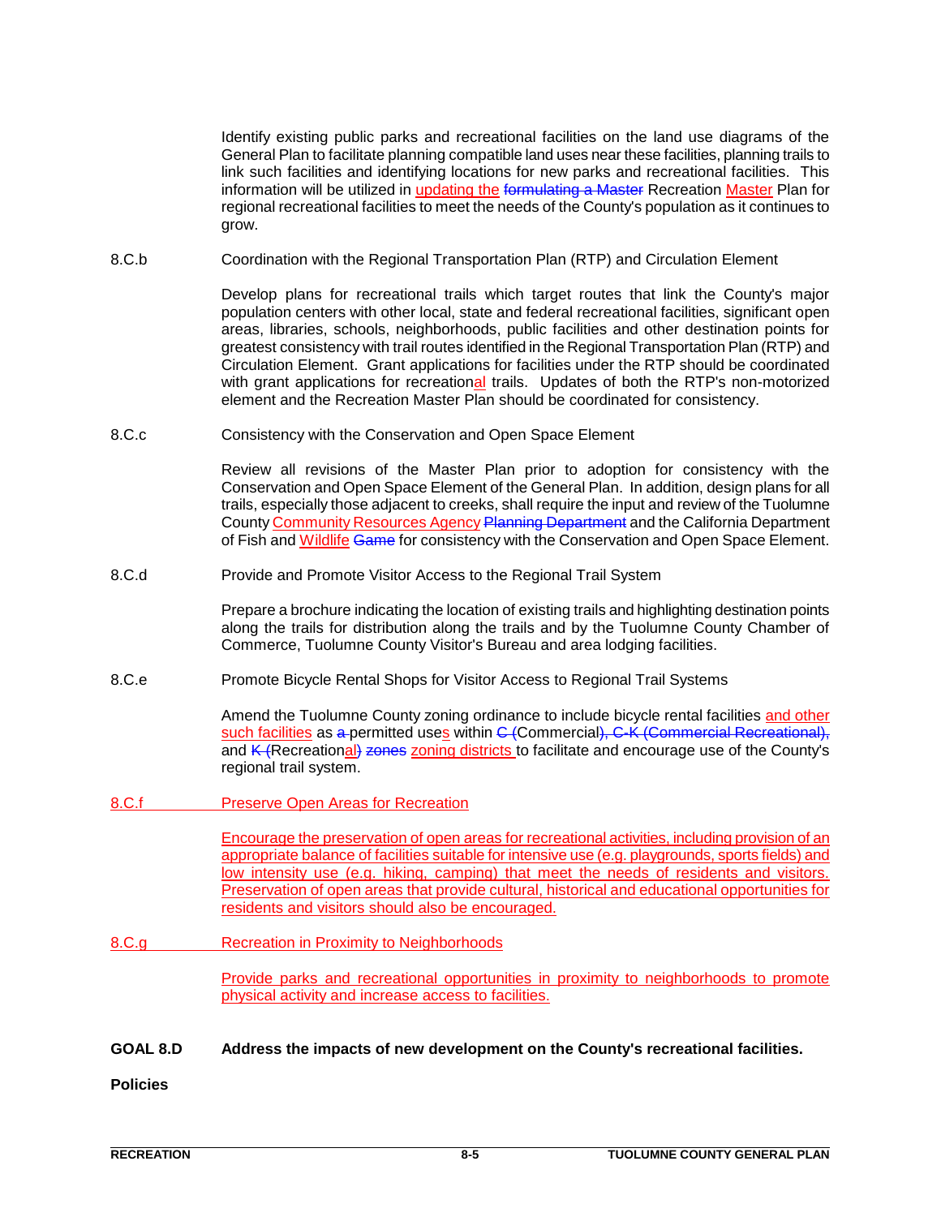Identify existing public parks and recreational facilities on the land use diagrams of the General Plan to facilitate planning compatible land uses near these facilities, planning trails to link such facilities and identifying locations for new parks and recreational facilities. This information will be utilized in <u>updating the</u> ~~formulating a Master~~ Recreation <u>Master</u> Plan for regional recreational facilities to meet the needs of the County's population as it continues to grow.

8.C.b Coordination with the Regional Transportation Plan (RTP) and Circulation Element

Develop plans for recreational trails which target routes that link the County's major population centers with other local, state and federal recreational facilities, significant open areas, libraries, schools, neighborhoods, public facilities and other destination points for greatest consistency with trail routes identified in the Regional Transportation Plan (RTP) and Circulation Element. Grant applications for facilities under the RTP should be coordinated with grant applications for recreation<u>al</u> trails. Updates of both the RTP's non-motorized element and the Recreation Master Plan should be coordinated for consistency.

8.C.c Consistency with the Conservation and Open Space Element

Review all revisions of the Master Plan prior to adoption for consistency with the Conservation and Open Space Element of the General Plan. In addition, design plans for all trails, especially those adjacent to creeks, shall require the input and review of the Tuolumne County <u>Community Resources Agency</u> ~~Planning Department~~ and the California Department of Fish and <u>Wildlife</u> ~~Game~~ for consistency with the Conservation and Open Space Element.

8.C.d Provide and Promote Visitor Access to the Regional Trail System

Prepare a brochure indicating the location of existing trails and highlighting destination points along the trails for distribution along the trails and by the Tuolumne County Chamber of Commerce, Tuolumne County Visitor's Bureau and area lodging facilities.

8.C.e Promote Bicycle Rental Shops for Visitor Access to Regional Trail Systems

Amend the Tuolumne County zoning ordinance to include bicycle rental facilities <u>and other such facilities</u> as ~~a~~ permitted use<u>s</u> within ~~C (~~Commercial~~), C-K (Commercial Recreational),~~ and ~~K (~~Recreation<u>al</u>~~)~~ ~~zones~~ <u>zoning districts</u> to facilitate and encourage use of the County's regional trail system.

<u>8.C.f Preserve Open Areas for Recreation</u>

<u>Encourage the preservation of open areas for recreational activities, including provision of an appropriate balance of facilities suitable for intensive use (e.g. playgrounds, sports fields) and low intensity use (e.g. hiking, camping) that meet the needs of residents and visitors. Preservation of open areas that provide cultural, historical and educational opportunities for residents and visitors should also be encouraged.</u>

<u>8.C.g Recreation in Proximity to Neighborhoods</u>

<u>Provide parks and recreational opportunities in proximity to neighborhoods to promote physical activity and increase access to facilities.</u>

**GOAL 8.D Address the impacts of new development on the County's recreational facilities.**

**Policies**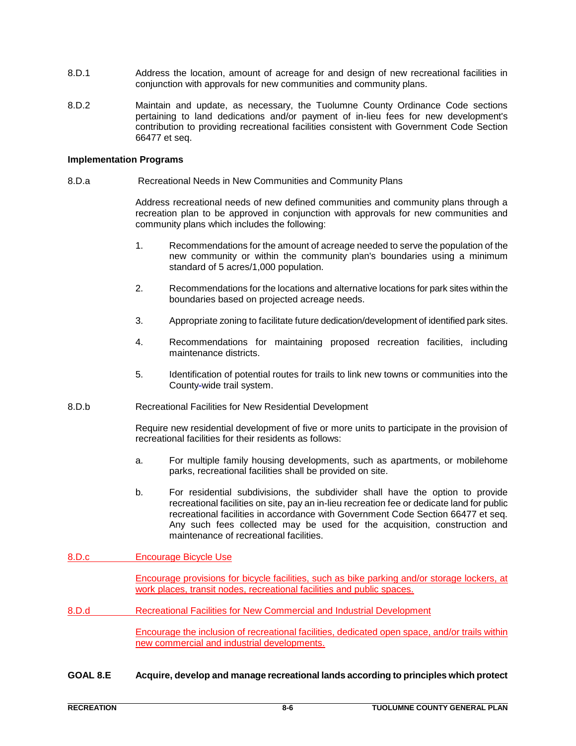8.D.1 Address the location, amount of acreage for and design of new recreational facilities in conjunction with approvals for new communities and community plans.

8.D.2 Maintain and update, as necessary, the Tuolumne County Ordinance Code sections pertaining to land dedications and/or payment of in-lieu fees for new development's contribution to providing recreational facilities consistent with Government Code Section 66477 et seq.

**Implementation Programs**

8.D.a Recreational Needs in New Communities and Community Plans

Address recreational needs of new defined communities and community plans through a recreation plan to be approved in conjunction with approvals for new communities and community plans which includes the following:

1. Recommendations for the amount of acreage needed to serve the population of the new community or within the community plan's boundaries using a minimum standard of 5 acres/1,000 population.

2. Recommendations for the locations and alternative locations for park sites within the boundaries based on projected acreage needs.

3. Appropriate zoning to facilitate future dedication/development of identified park sites.

4. Recommendations for maintaining proposed recreation facilities, including maintenance districts.

5. Identification of potential routes for trails to link new towns or communities into the County-wide trail system.

8.D.b Recreational Facilities for New Residential Development

Require new residential development of five or more units to participate in the provision of recreational facilities for their residents as follows:

a. For multiple family housing developments, such as apartments, or mobilehome parks, recreational facilities shall be provided on site.

b. For residential subdivisions, the subdivider shall have the option to provide recreational facilities on site, pay an in-lieu recreation fee or dedicate land for public recreational facilities in accordance with Government Code Section 66477 et seq. Any such fees collected may be used for the acquisition, construction and maintenance of recreational facilities.

8.D.c Encourage Bicycle Use

Encourage provisions for bicycle facilities, such as bike parking and/or storage lockers, at work places, transit nodes, recreational facilities and public spaces.

8.D.d Recreational Facilities for New Commercial and Industrial Development

Encourage the inclusion of recreational facilities, dedicated open space, and/or trails within new commercial and industrial developments.

**GOAL 8.E Acquire, develop and manage recreational lands according to principles which protect**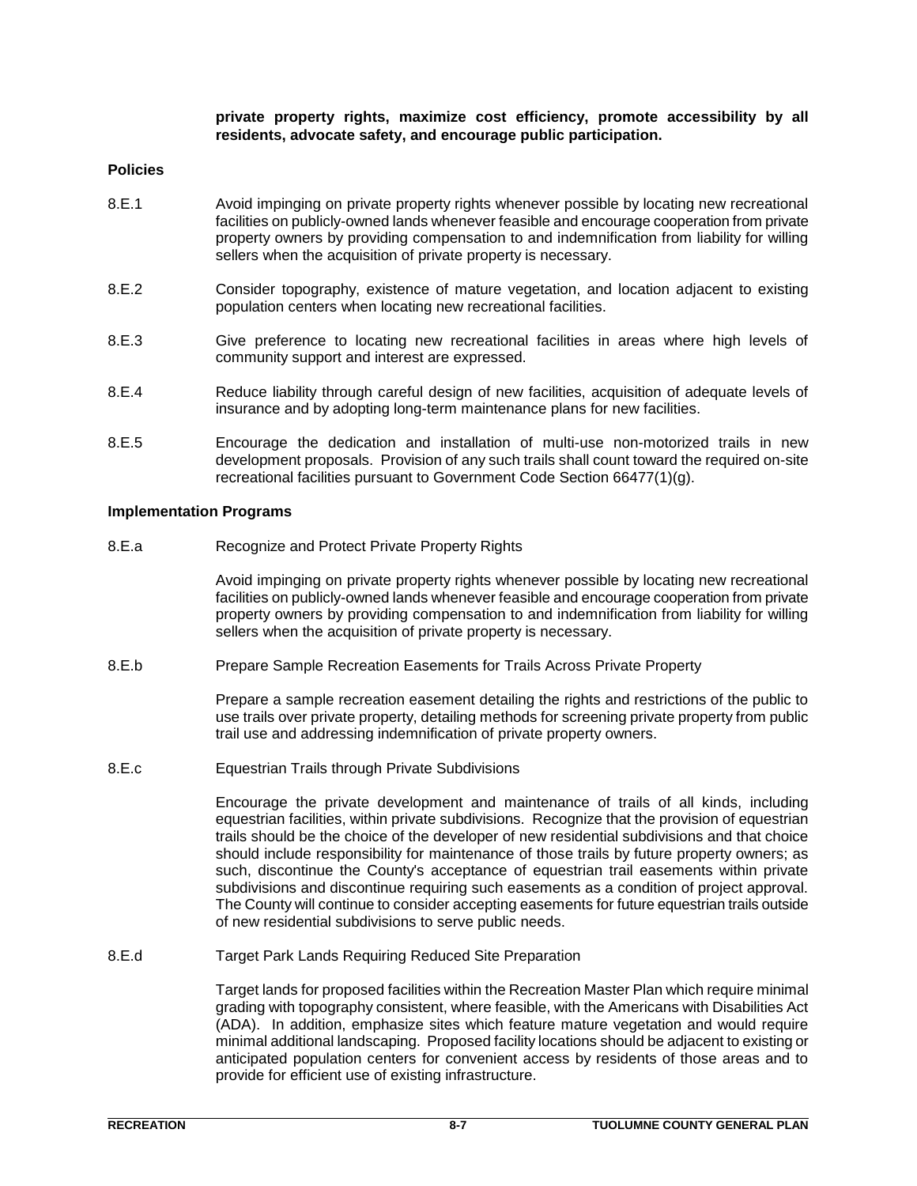**private property rights, maximize cost efficiency, promote accessibility by all residents, advocate safety, and encourage public participation.**

**Policies**

8.E.1 Avoid impinging on private property rights whenever possible by locating new recreational facilities on publicly-owned lands whenever feasible and encourage cooperation from private property owners by providing compensation to and indemnification from liability for willing sellers when the acquisition of private property is necessary.

8.E.2 Consider topography, existence of mature vegetation, and location adjacent to existing population centers when locating new recreational facilities.

8.E.3 Give preference to locating new recreational facilities in areas where high levels of community support and interest are expressed.

8.E.4 Reduce liability through careful design of new facilities, acquisition of adequate levels of insurance and by adopting long-term maintenance plans for new facilities.

8.E.5 Encourage the dedication and installation of multi-use non-motorized trails in new development proposals. Provision of any such trails shall count toward the required on-site recreational facilities pursuant to Government Code Section 66477(1)(g).

**Implementation Programs**

8.E.a Recognize and Protect Private Property Rights

Avoid impinging on private property rights whenever possible by locating new recreational facilities on publicly-owned lands whenever feasible and encourage cooperation from private property owners by providing compensation to and indemnification from liability for willing sellers when the acquisition of private property is necessary.

8.E.b Prepare Sample Recreation Easements for Trails Across Private Property

Prepare a sample recreation easement detailing the rights and restrictions of the public to use trails over private property, detailing methods for screening private property from public trail use and addressing indemnification of private property owners.

8.E.c Equestrian Trails through Private Subdivisions

Encourage the private development and maintenance of trails of all kinds, including equestrian facilities, within private subdivisions. Recognize that the provision of equestrian trails should be the choice of the developer of new residential subdivisions and that choice should include responsibility for maintenance of those trails by future property owners; as such, discontinue the County's acceptance of equestrian trail easements within private subdivisions and discontinue requiring such easements as a condition of project approval. The County will continue to consider accepting easements for future equestrian trails outside of new residential subdivisions to serve public needs.

8.E.d Target Park Lands Requiring Reduced Site Preparation

Target lands for proposed facilities within the Recreation Master Plan which require minimal grading with topography consistent, where feasible, with the Americans with Disabilities Act (ADA). In addition, emphasize sites which feature mature vegetation and would require minimal additional landscaping. Proposed facility locations should be adjacent to existing or anticipated population centers for convenient access by residents of those areas and to provide for efficient use of existing infrastructure.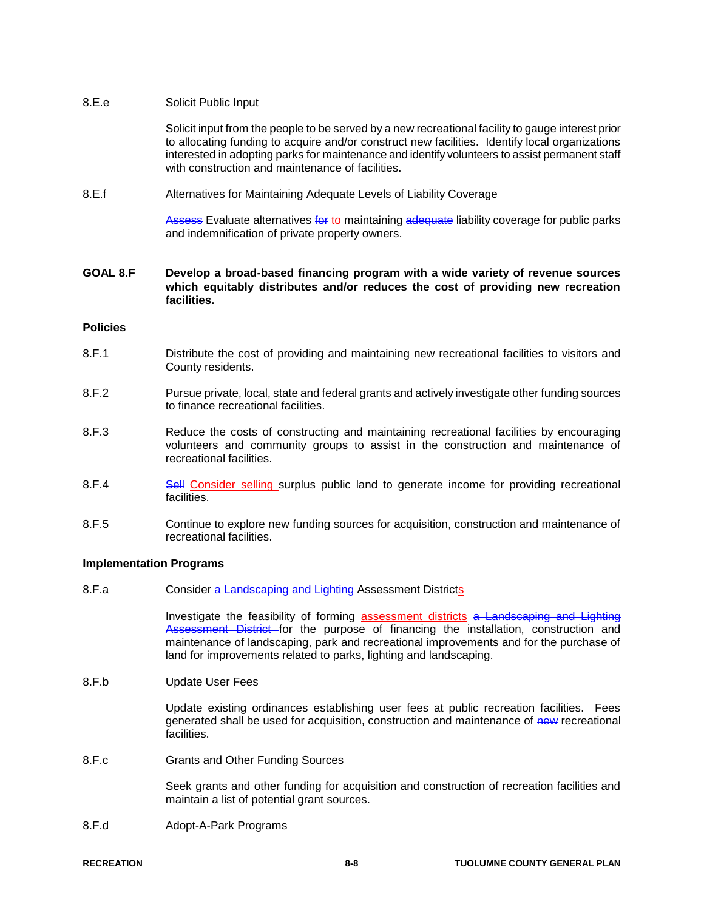8.E.e Solicit Public Input

Solicit input from the people to be served by a new recreational facility to gauge interest prior to allocating funding to acquire and/or construct new facilities. Identify local organizations interested in adopting parks for maintenance and identify volunteers to assist permanent staff with construction and maintenance of facilities.

8.E.f Alternatives for Maintaining Adequate Levels of Liability Coverage

~~Assess~~ Evaluate alternatives ~~for~~ to maintaining ~~adequate~~ liability coverage for public parks and indemnification of private property owners.

**GOAL 8.F Develop a broad-based financing program with a wide variety of revenue sources which equitably distributes and/or reduces the cost of providing new recreation facilities.**

**Policies**

8.F.1 Distribute the cost of providing and maintaining new recreational facilities to visitors and County residents.

8.F.2 Pursue private, local, state and federal grants and actively investigate other funding sources to finance recreational facilities.

8.F.3 Reduce the costs of constructing and maintaining recreational facilities by encouraging volunteers and community groups to assist in the construction and maintenance of recreational facilities.

8.F.4 ~~Sell~~ Consider selling surplus public land to generate income for providing recreational facilities.

8.F.5 Continue to explore new funding sources for acquisition, construction and maintenance of recreational facilities.

**Implementation Programs**

8.F.a Consider ~~a Landscaping and Lighting~~ Assessment Districts

Investigate the feasibility of forming assessment districts ~~a Landscaping and Lighting Assessment District~~ for the purpose of financing the installation, construction and maintenance of landscaping, park and recreational improvements and for the purchase of land for improvements related to parks, lighting and landscaping.

8.F.b Update User Fees

Update existing ordinances establishing user fees at public recreation facilities. Fees generated shall be used for acquisition, construction and maintenance of ~~new~~ recreational facilities.

8.F.c Grants and Other Funding Sources

Seek grants and other funding for acquisition and construction of recreation facilities and maintain a list of potential grant sources.

8.F.d Adopt-A-Park Programs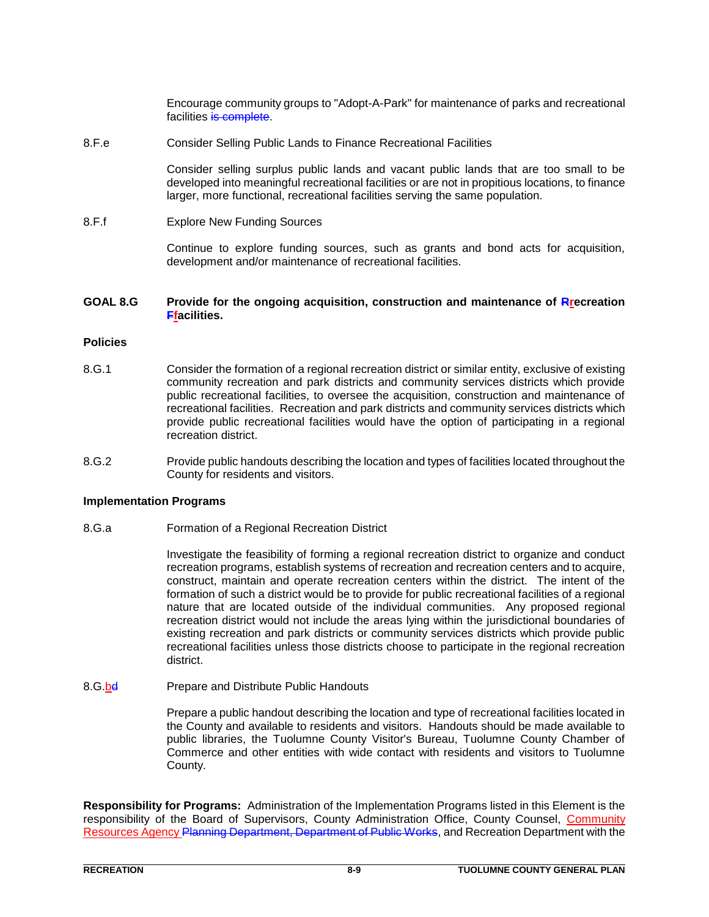Encourage community groups to "Adopt-A-Park" for maintenance of parks and recreational facilities ~~is complete~~.

8.F.e Consider Selling Public Lands to Finance Recreational Facilities

Consider selling surplus public lands and vacant public lands that are too small to be developed into meaningful recreational facilities or are not in propitious locations, to finance larger, more functional, recreational facilities serving the same population.

8.F.f Explore New Funding Sources

Continue to explore funding sources, such as grants and bond acts for acquisition, development and/or maintenance of recreational facilities.

**GOAL 8.G Provide for the ongoing acquisition, construction and maintenance of ~~R~~recreation ~~F~~facilities.**

**Policies**

8.G.1 Consider the formation of a regional recreation district or similar entity, exclusive of existing community recreation and park districts and community services districts which provide public recreational facilities, to oversee the acquisition, construction and maintenance of recreational facilities. Recreation and park districts and community services districts which provide public recreational facilities would have the option of participating in a regional recreation district.

8.G.2 Provide public handouts describing the location and types of facilities located throughout the County for residents and visitors.

**Implementation Programs**

8.G.a Formation of a Regional Recreation District

Investigate the feasibility of forming a regional recreation district to organize and conduct recreation programs, establish systems of recreation and recreation centers and to acquire, construct, maintain and operate recreation centers within the district. The intent of the formation of such a district would be to provide for public recreational facilities of a regional nature that are located outside of the individual communities. Any proposed regional recreation district would not include the areas lying within the jurisdictional boundaries of existing recreation and park districts or community services districts which provide public recreational facilities unless those districts choose to participate in the regional recreation district.

8.G.b~~d~~ Prepare and Distribute Public Handouts

Prepare a public handout describing the location and type of recreational facilities located in the County and available to residents and visitors. Handouts should be made available to public libraries, the Tuolumne County Visitor's Bureau, Tuolumne County Chamber of Commerce and other entities with wide contact with residents and visitors to Tuolumne County.

**Responsibility for Programs:** Administration of the Implementation Programs listed in this Element is the responsibility of the Board of Supervisors, County Administration Office, County Counsel, Community Resources Agency ~~Planning Department, Department of Public Works~~, and Recreation Department with the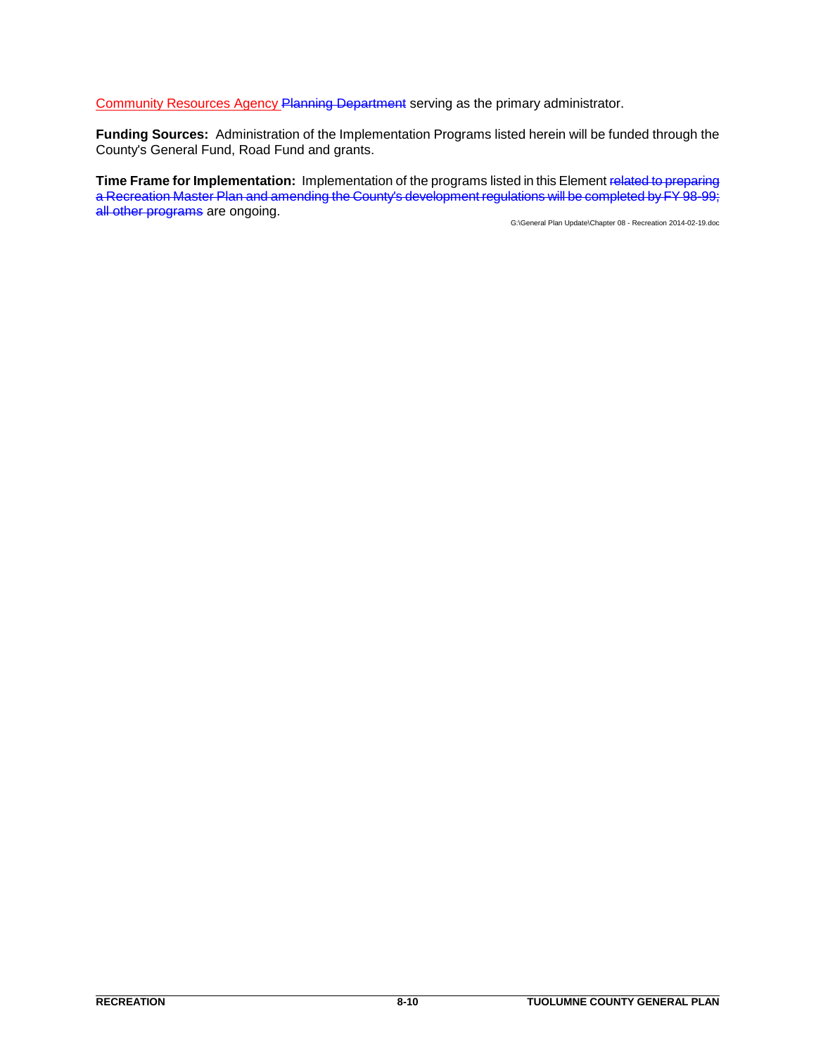Community Resources Agency ~~Planning Department~~ serving as the primary administrator.

**Funding Sources:** Administration of the Implementation Programs listed herein will be funded through the County's General Fund, Road Fund and grants.

**Time Frame for Implementation:** Implementation of the programs listed in this Element ~~related to preparing a Recreation Master Plan and amending the County's development regulations will be completed by FY 98-99; all other programs~~ are ongoing.

G:\General Plan Update\Chapter 08 - Recreation 2014-02-19.doc